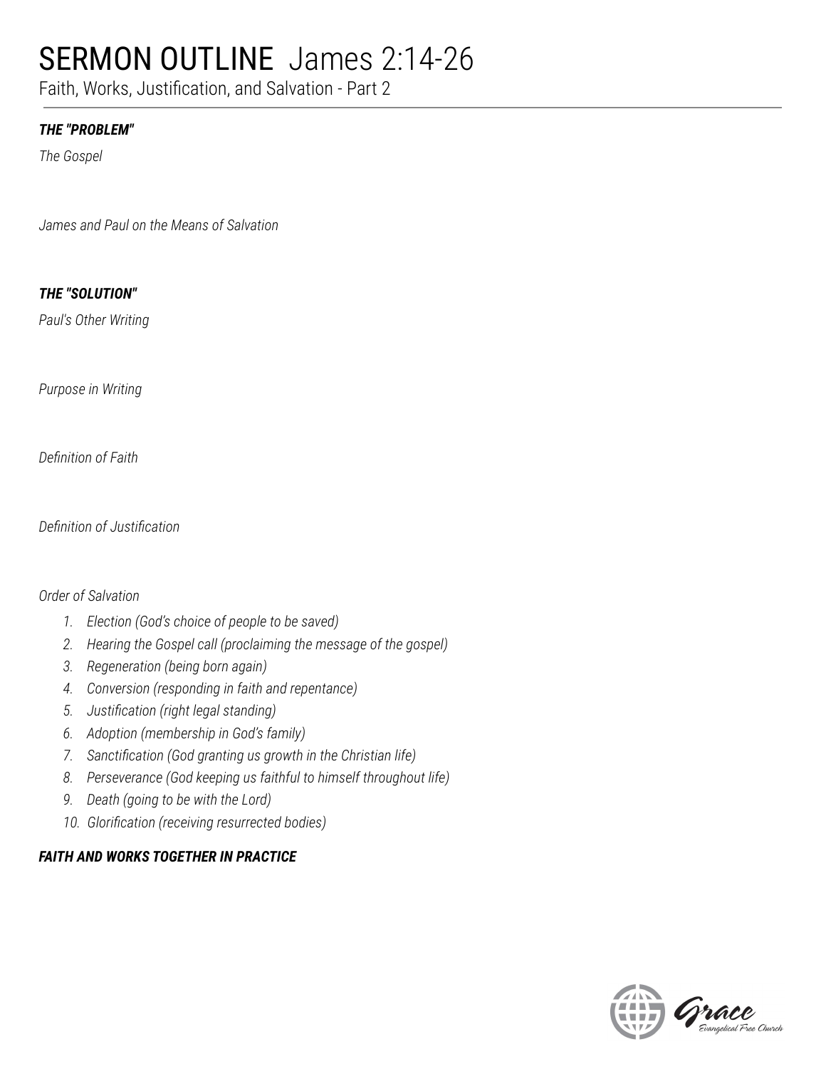# SERMON OUTLINE James 2:14-26

Faith, Works, Justification, and Salvation - Part 2

***THE "PROBLEM"***

*The Gospel*

*James and Paul on the Means of Salvation*

***THE "SOLUTION"***

*Paul's Other Writing*

*Purpose in Writing*

*Definition of Faith*

*Definition of Justification*

*Order of Salvation*

1. *Election (God's choice of people to be saved)*
2. *Hearing the Gospel call (proclaiming the message of the gospel)*
3. *Regeneration (being born again)*
4. *Conversion (responding in faith and repentance)*
5. *Justification (right legal standing)*
6. *Adoption (membership in God's family)*
7. *Sanctification (God granting us growth in the Christian life)*
8. *Perseverance (God keeping us faithful to himself throughout life)*
9. *Death (going to be with the Lord)*
10. *Glorification (receiving resurrected bodies)*

***FAITH AND WORKS TOGETHER IN PRACTICE***

Grace Evangelical Free Church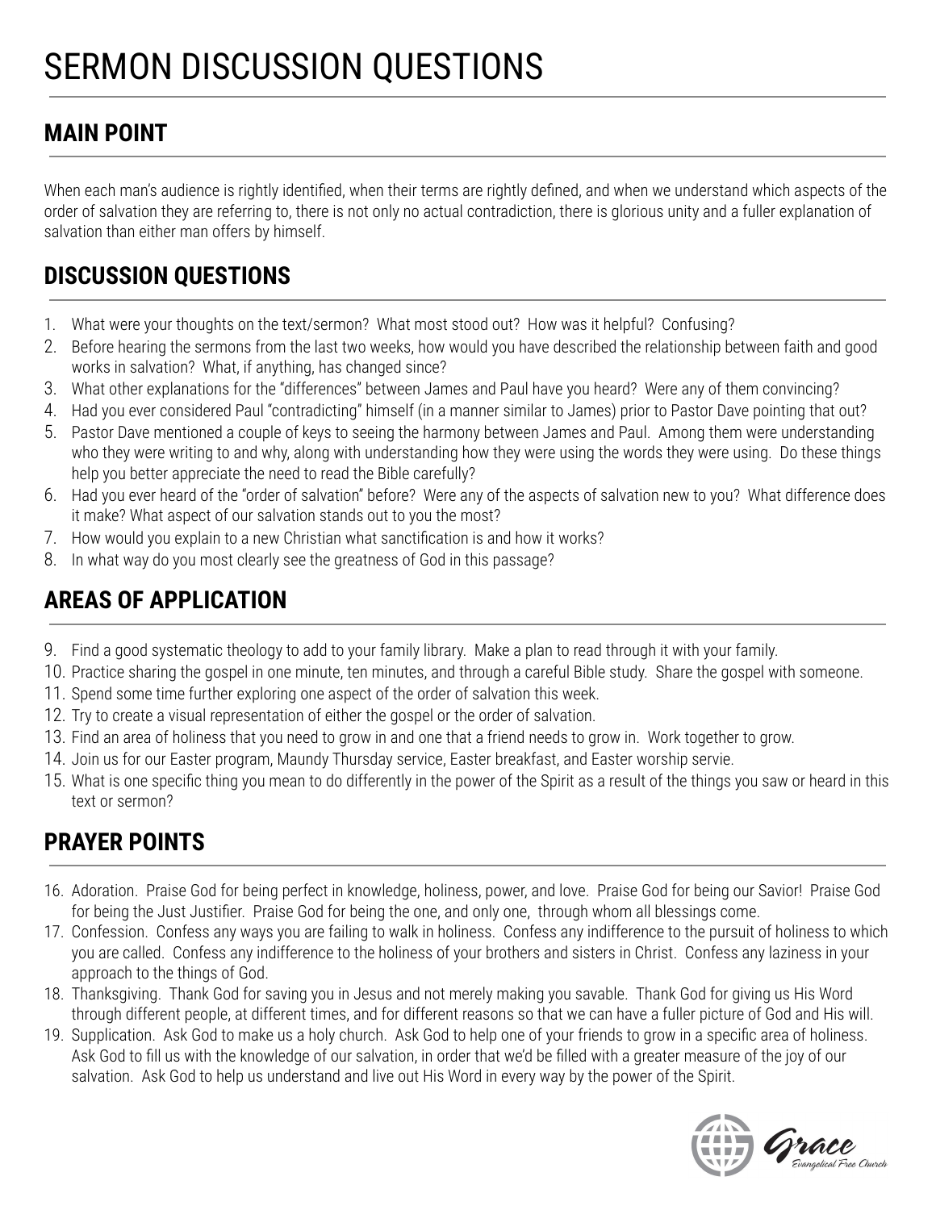# SERMON DISCUSSION QUESTIONS

## MAIN POINT

When each man's audience is rightly identified, when their terms are rightly defined, and when we understand which aspects of the order of salvation they are referring to, there is not only no actual contradiction, there is glorious unity and a fuller explanation of salvation than either man offers by himself.

## DISCUSSION QUESTIONS

1. What were your thoughts on the text/sermon? What most stood out? How was it helpful? Confusing?
2. Before hearing the sermons from the last two weeks, how would you have described the relationship between faith and good works in salvation? What, if anything, has changed since?
3. What other explanations for the "differences" between James and Paul have you heard? Were any of them convincing?
4. Had you ever considered Paul "contradicting" himself (in a manner similar to James) prior to Pastor Dave pointing that out?
5. Pastor Dave mentioned a couple of keys to seeing the harmony between James and Paul. Among them were understanding who they were writing to and why, along with understanding how they were using the words they were using. Do these things help you better appreciate the need to read the Bible carefully?
6. Had you ever heard of the "order of salvation" before? Were any of the aspects of salvation new to you? What difference does it make? What aspect of our salvation stands out to you the most?
7. How would you explain to a new Christian what sanctification is and how it works?
8. In what way do you most clearly see the greatness of God in this passage?

## AREAS OF APPLICATION

9. Find a good systematic theology to add to your family library. Make a plan to read through it with your family.
10. Practice sharing the gospel in one minute, ten minutes, and through a careful Bible study. Share the gospel with someone.
11. Spend some time further exploring one aspect of the order of salvation this week.
12. Try to create a visual representation of either the gospel or the order of salvation.
13. Find an area of holiness that you need to grow in and one that a friend needs to grow in. Work together to grow.
14. Join us for our Easter program, Maundy Thursday service, Easter breakfast, and Easter worship servie.
15. What is one specific thing you mean to do differently in the power of the Spirit as a result of the things you saw or heard in this text or sermon?

## PRAYER POINTS

16. Adoration. Praise God for being perfect in knowledge, holiness, power, and love. Praise God for being our Savior! Praise God for being the Just Justifier. Praise God for being the one, and only one, through whom all blessings come.
17. Confession. Confess any ways you are failing to walk in holiness. Confess any indifference to the pursuit of holiness to which you are called. Confess any indifference to the holiness of your brothers and sisters in Christ. Confess any laziness in your approach to the things of God.
18. Thanksgiving. Thank God for saving you in Jesus and not merely making you savable. Thank God for giving us His Word through different people, at different times, and for different reasons so that we can have a fuller picture of God and His will.
19. Supplication. Ask God to make us a holy church. Ask God to help one of your friends to grow in a specific area of holiness. Ask God to fill us with the knowledge of our salvation, in order that we'd be filled with a greater measure of the joy of our salvation. Ask God to help us understand and live out His Word in every way by the power of the Spirit.

Grace
Evangelical Free Church